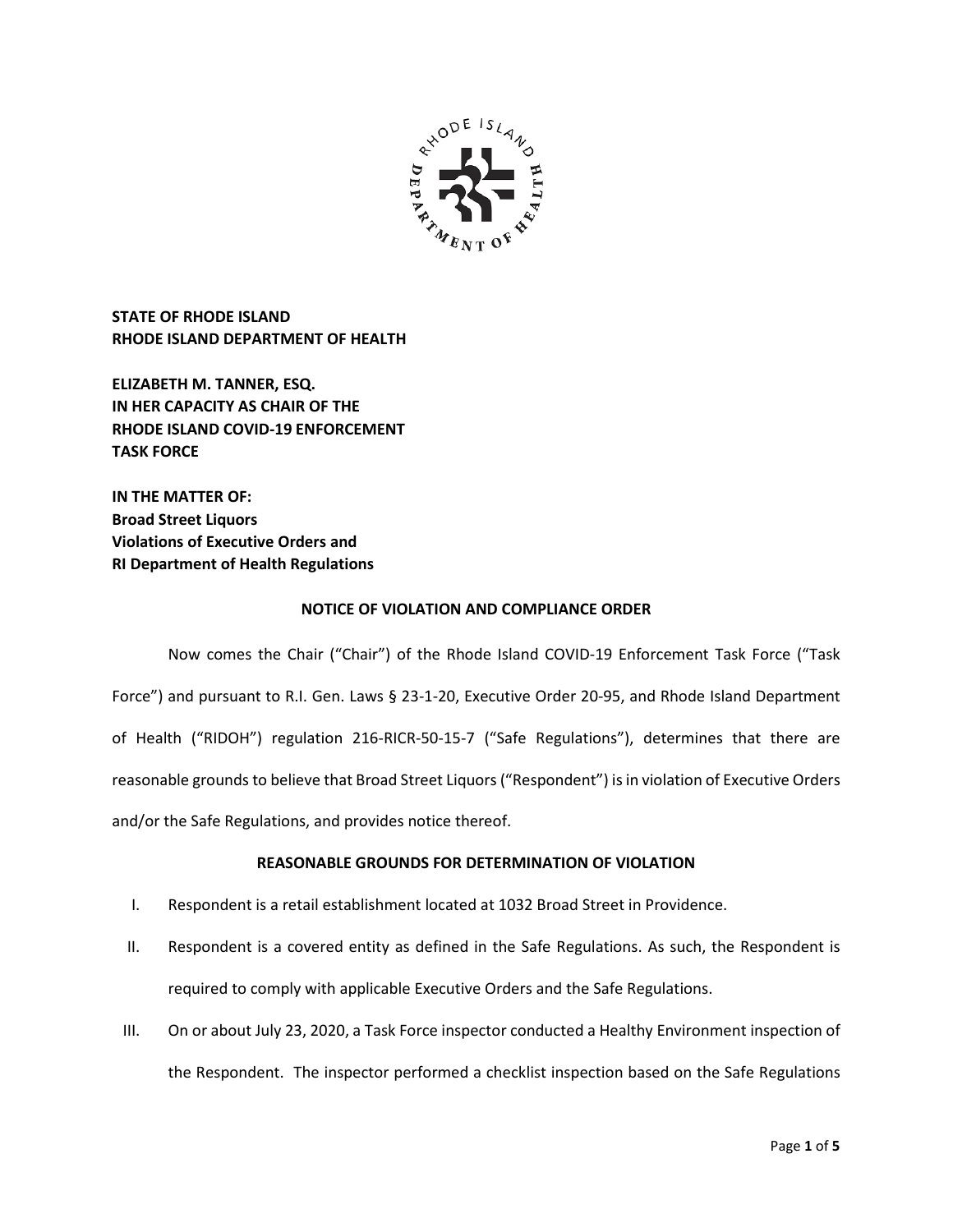**STATE OF RHODE ISLAND**
**RHODE ISLAND DEPARTMENT OF HEALTH**

**ELIZABETH M. TANNER, ESQ.**
**IN HER CAPACITY AS CHAIR OF THE**
**RHODE ISLAND COVID-19 ENFORCEMENT**
**TASK FORCE**

**IN THE MATTER OF:**
**Broad Street Liquors**
**Violations of Executive Orders and**
**RI Department of Health Regulations**

## NOTICE OF VIOLATION AND COMPLIANCE ORDER

Now comes the Chair ("Chair") of the Rhode Island COVID-19 Enforcement Task Force ("Task Force") and pursuant to R.I. Gen. Laws § 23-1-20, Executive Order 20-95, and Rhode Island Department of Health ("RIDOH") regulation 216-RICR-50-15-7 ("Safe Regulations"), determines that there are reasonable grounds to believe that Broad Street Liquors ("Respondent") is in violation of Executive Orders and/or the Safe Regulations, and provides notice thereof.

## REASONABLE GROUNDS FOR DETERMINATION OF VIOLATION

I. Respondent is a retail establishment located at 1032 Broad Street in Providence.

II. Respondent is a covered entity as defined in the Safe Regulations. As such, the Respondent is required to comply with applicable Executive Orders and the Safe Regulations.

III. On or about July 23, 2020, a Task Force inspector conducted a Healthy Environment inspection of the Respondent. The inspector performed a checklist inspection based on the Safe Regulations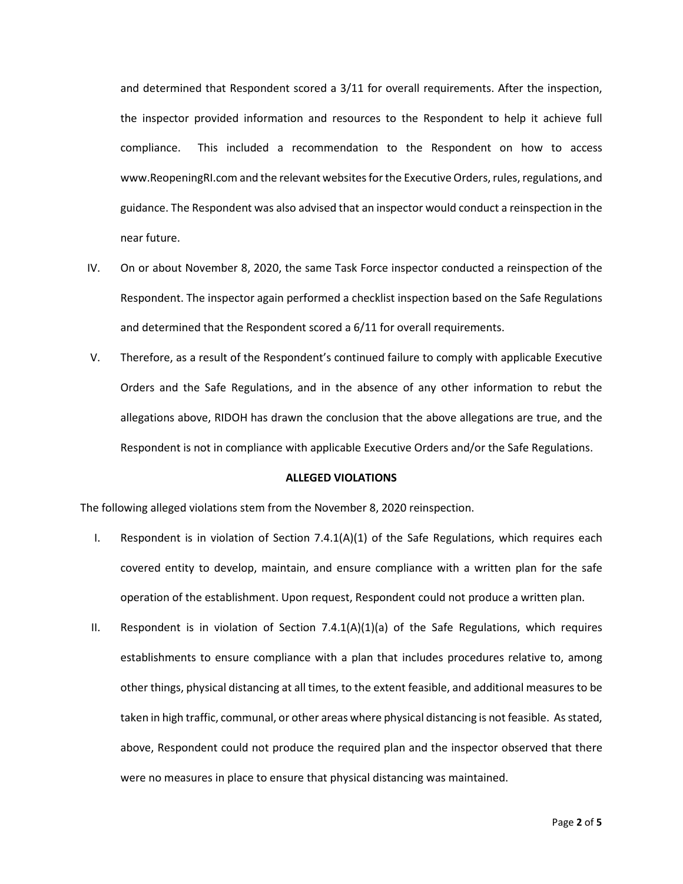and determined that Respondent scored a 3/11 for overall requirements. After the inspection, the inspector provided information and resources to the Respondent to help it achieve full compliance. This included a recommendation to the Respondent on how to access www.ReopeningRI.com and the relevant websites for the Executive Orders, rules, regulations, and guidance. The Respondent was also advised that an inspector would conduct a reinspection in the near future.

IV. On or about November 8, 2020, the same Task Force inspector conducted a reinspection of the Respondent. The inspector again performed a checklist inspection based on the Safe Regulations and determined that the Respondent scored a 6/11 for overall requirements.

V. Therefore, as a result of the Respondent's continued failure to comply with applicable Executive Orders and the Safe Regulations, and in the absence of any other information to rebut the allegations above, RIDOH has drawn the conclusion that the above allegations are true, and the Respondent is not in compliance with applicable Executive Orders and/or the Safe Regulations.

**ALLEGED VIOLATIONS**

The following alleged violations stem from the November 8, 2020 reinspection.

I. Respondent is in violation of Section 7.4.1(A)(1) of the Safe Regulations, which requires each covered entity to develop, maintain, and ensure compliance with a written plan for the safe operation of the establishment. Upon request, Respondent could not produce a written plan.

II. Respondent is in violation of Section 7.4.1(A)(1)(a) of the Safe Regulations, which requires establishments to ensure compliance with a plan that includes procedures relative to, among other things, physical distancing at all times, to the extent feasible, and additional measures to be taken in high traffic, communal, or other areas where physical distancing is not feasible. As stated, above, Respondent could not produce the required plan and the inspector observed that there were no measures in place to ensure that physical distancing was maintained.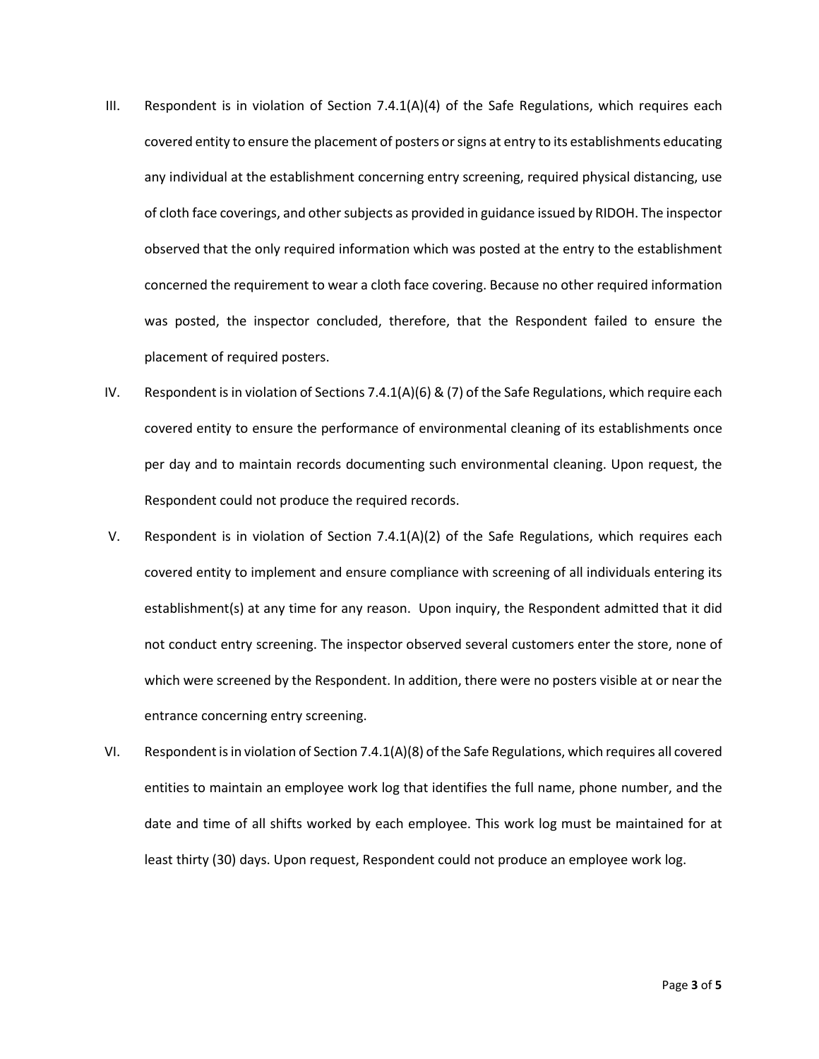III. Respondent is in violation of Section 7.4.1(A)(4) of the Safe Regulations, which requires each covered entity to ensure the placement of posters or signs at entry to its establishments educating any individual at the establishment concerning entry screening, required physical distancing, use of cloth face coverings, and other subjects as provided in guidance issued by RIDOH. The inspector observed that the only required information which was posted at the entry to the establishment concerned the requirement to wear a cloth face covering. Because no other required information was posted, the inspector concluded, therefore, that the Respondent failed to ensure the placement of required posters.

IV. Respondent is in violation of Sections 7.4.1(A)(6) & (7) of the Safe Regulations, which require each covered entity to ensure the performance of environmental cleaning of its establishments once per day and to maintain records documenting such environmental cleaning. Upon request, the Respondent could not produce the required records.

V. Respondent is in violation of Section 7.4.1(A)(2) of the Safe Regulations, which requires each covered entity to implement and ensure compliance with screening of all individuals entering its establishment(s) at any time for any reason. Upon inquiry, the Respondent admitted that it did not conduct entry screening. The inspector observed several customers enter the store, none of which were screened by the Respondent. In addition, there were no posters visible at or near the entrance concerning entry screening.

VI. Respondent is in violation of Section 7.4.1(A)(8) of the Safe Regulations, which requires all covered entities to maintain an employee work log that identifies the full name, phone number, and the date and time of all shifts worked by each employee. This work log must be maintained for at least thirty (30) days. Upon request, Respondent could not produce an employee work log.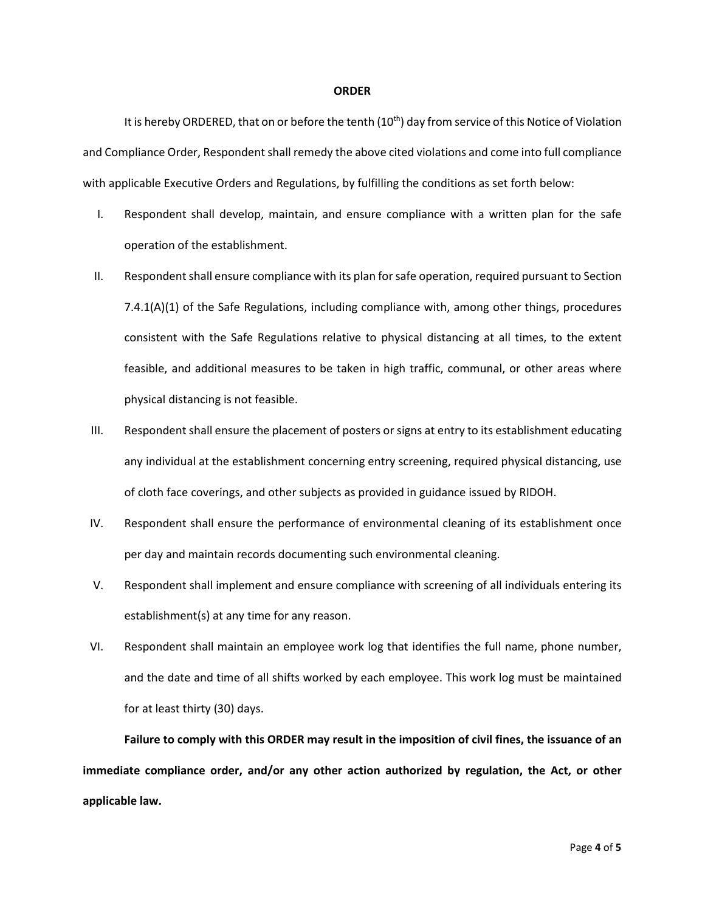## ORDER

It is hereby ORDERED, that on or before the tenth (10th) day from service of this Notice of Violation and Compliance Order, Respondent shall remedy the above cited violations and come into full compliance with applicable Executive Orders and Regulations, by fulfilling the conditions as set forth below:

I. Respondent shall develop, maintain, and ensure compliance with a written plan for the safe operation of the establishment.

II. Respondent shall ensure compliance with its plan for safe operation, required pursuant to Section 7.4.1(A)(1) of the Safe Regulations, including compliance with, among other things, procedures consistent with the Safe Regulations relative to physical distancing at all times, to the extent feasible, and additional measures to be taken in high traffic, communal, or other areas where physical distancing is not feasible.

III. Respondent shall ensure the placement of posters or signs at entry to its establishment educating any individual at the establishment concerning entry screening, required physical distancing, use of cloth face coverings, and other subjects as provided in guidance issued by RIDOH.

IV. Respondent shall ensure the performance of environmental cleaning of its establishment once per day and maintain records documenting such environmental cleaning.

V. Respondent shall implement and ensure compliance with screening of all individuals entering its establishment(s) at any time for any reason.

VI. Respondent shall maintain an employee work log that identifies the full name, phone number, and the date and time of all shifts worked by each employee. This work log must be maintained for at least thirty (30) days.

**Failure to comply with this ORDER may result in the imposition of civil fines, the issuance of an immediate compliance order, and/or any other action authorized by regulation, the Act, or other applicable law.**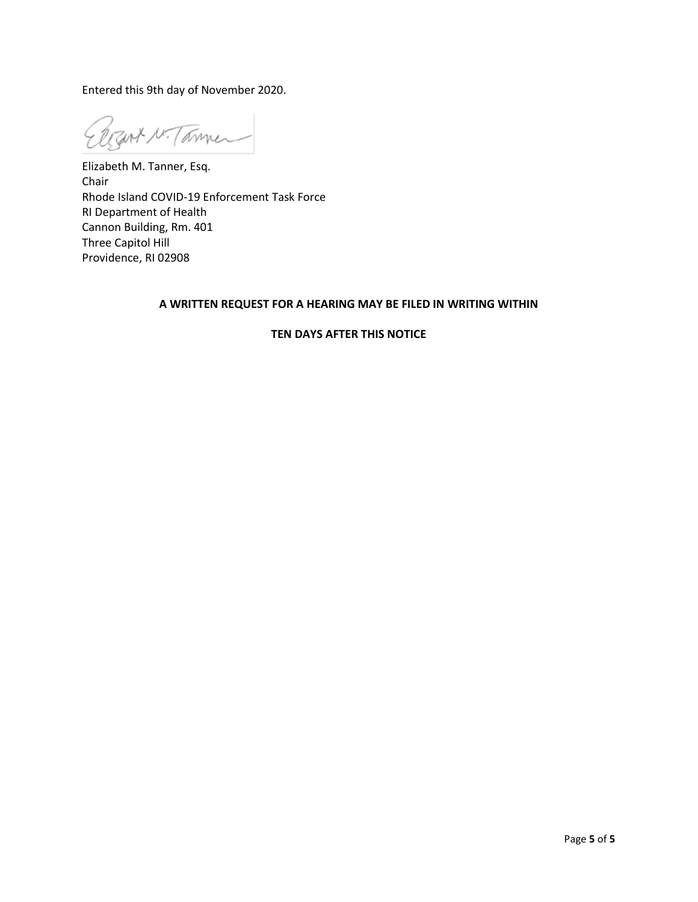Entered this 9th day of November 2020.

Elizabeth M. Tanner, Esq.
Chair
Rhode Island COVID-19 Enforcement Task Force
RI Department of Health
Cannon Building, Rm. 401
Three Capitol Hill
Providence, RI 02908

**A WRITTEN REQUEST FOR A HEARING MAY BE FILED IN WRITING WITHIN**

**TEN DAYS AFTER THIS NOTICE**